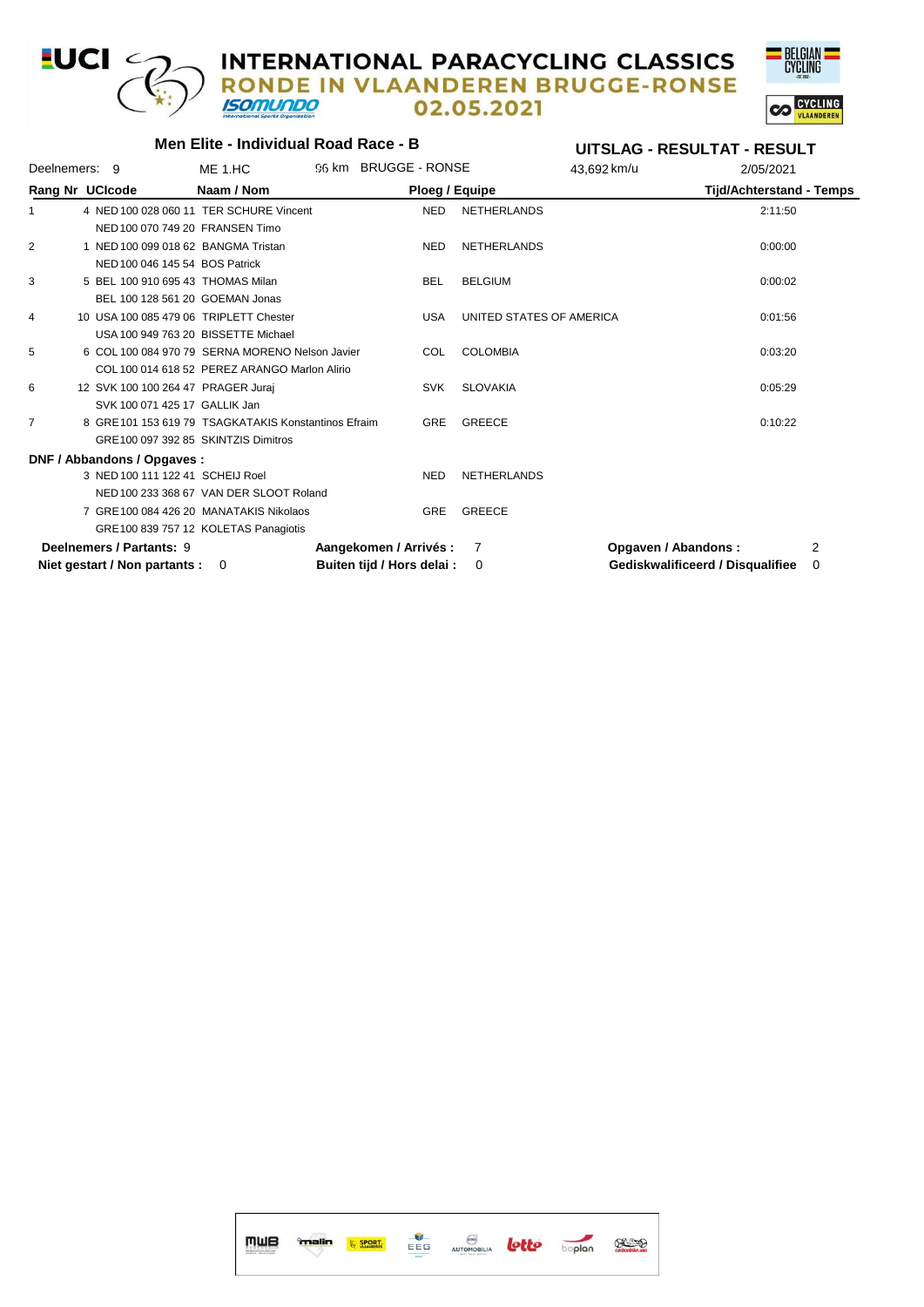# INTERNATIONAL PARACYCLING CLASSICS
## RONDE IN VLAANDEREN BRUGGE-RONSE
## 02.05.2021

### Men Elite - Individual Road Race - B

### UITSLAG - RESULTAT - RESULT

Deelnemers: 9 | ME 1.HC | 96 km BRUGGE - RONSE | 43,692 km/u | 2/05/2021

| Rang | Nr | UCIcode | Naam / Nom | Ploeg / Equipe | | Tijd/Achterstand - Temps |
|---|---|---|---|---|---|---|
| 1 | 4 | NED 100 028 060 11 | TER SCHURE Vincent | NED | NETHERLANDS | 2:11:50 |
| | | NED 100 070 749 20 | FRANSEN Timo | | | |
| 2 | 1 | NED 100 099 018 62 | BANGMA Tristan | NED | NETHERLANDS | 0:00:00 |
| | | NED 100 046 145 54 | BOS Patrick | | | |
| 3 | 5 | BEL 100 910 695 43 | THOMAS Milan | BEL | BELGIUM | 0:00:02 |
| | | BEL 100 128 561 20 | GOEMAN Jonas | | | |
| 4 | 10 | USA 100 085 479 06 | TRIPLETT Chester | USA | UNITED STATES OF AMERICA | 0:01:56 |
| | | USA 100 949 763 20 | BISSETTE Michael | | | |
| 5 | 6 | COL 100 084 970 79 | SERNA MORENO Nelson Javier | COL | COLOMBIA | 0:03:20 |
| | | COL 100 014 618 52 | PEREZ ARANGO Marlon Alirio | | | |
| 6 | 12 | SVK 100 100 264 47 | PRAGER Juraj | SVK | SLOVAKIA | 0:05:29 |
| | | SVK 100 071 425 17 | GALLIK Jan | | | |
| 7 | 8 | GRE 101 153 619 79 | TSAGKATAKIS Konstantinos Efraim | GRE | GREECE | 0:10:22 |
| | | GRE 100 097 392 85 | SKINTZIS Dimitros | | | |

**DNF / Abbandons / Opgaves :**

| Nr | UCIcode | Naam / Nom | Ploeg / Equipe | |
|---|---|---|---|---|
| 3 | NED 100 111 122 41 | SCHEIJ Roel | NED | NETHERLANDS |
| | NED 100 233 368 67 | VAN DER SLOOT Roland | | |
| 7 | GRE 100 084 426 20 | MANATAKIS Nikolaos | GRE | GREECE |
| | GRE 100 839 757 12 | KOLETAS Panagiotis | | |

**Deelnemers / Partants:** 9 | **Aangekomen / Arrivés :** 7 | **Opgaven / Abandons :** 2

**Niet gestart / Non partants :** 0 | **Buiten tijd / Hors delai :** 0 | **Gediskwalificeerd / Disqualifiee** 0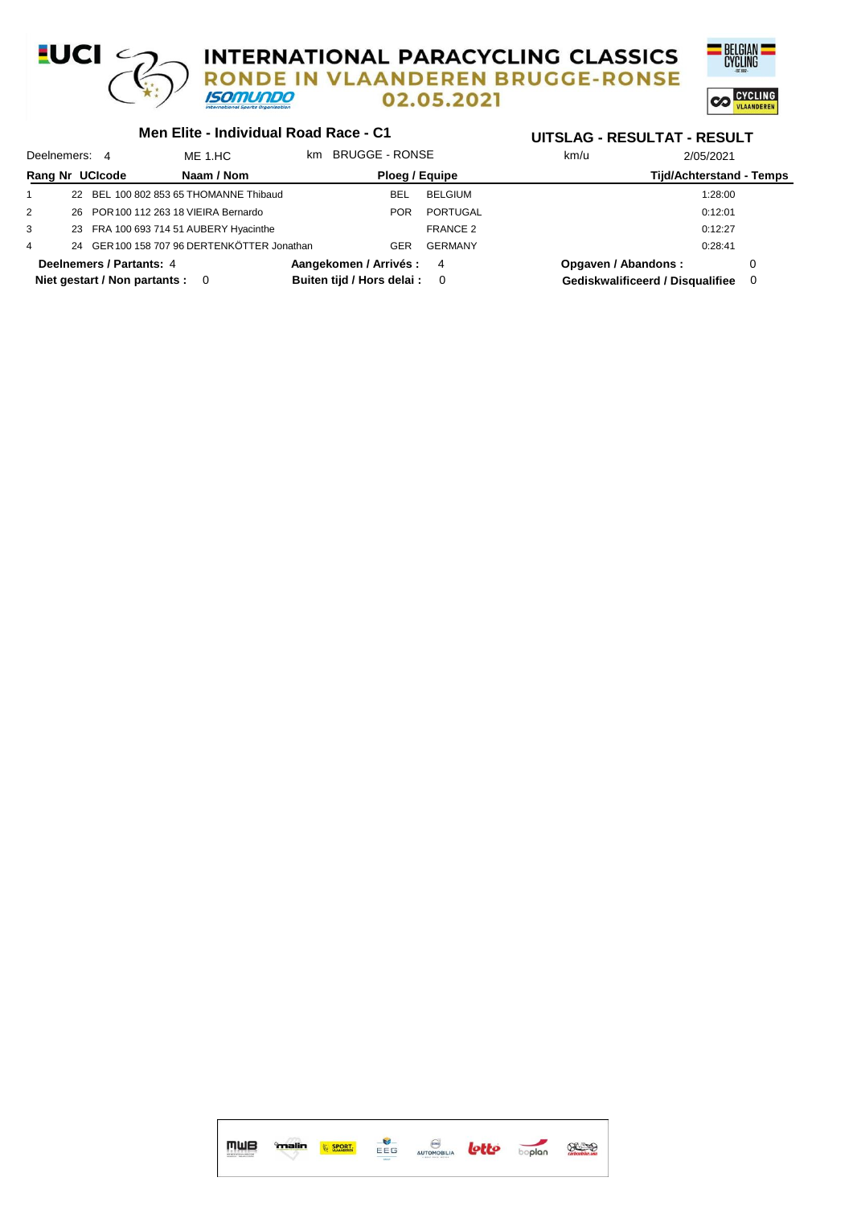# INTERNATIONAL PARACYCLING CLASSICS
## RONDE IN VLAANDEREN BRUGGE-RONSE
## 02.05.2021

### Men Elite - Individual Road Race - C1

**UITSLAG - RESULTAT - RESULT**

Deelnemers: 4 | ME 1.HC | km BRUGGE - RONSE | km/u | 2/05/2021

| Rang | Nr | UCIcode | Naam / Nom | Ploeg / Equipe | | Tijd/Achterstand - Temps |
|---|---|---|---|---|---|---|
| 1 | 22 | BEL 100 802 853 65 | THOMANNE Thibaud | BEL | BELGIUM | 1:28:00 |
| 2 | 26 | POR 100 112 263 18 | VIEIRA Bernardo | POR | PORTUGAL | 0:12:01 |
| 3 | 23 | FRA 100 693 714 51 | AUBERY Hyacinthe | | FRANCE 2 | 0:12:27 |
| 4 | 24 | GER 100 158 707 96 | DERTENKÖTTER Jonathan | GER | GERMANY | 0:28:41 |

**Deelnemers / Partants:** 4 **Aangekomen / Arrivés :** 4 **Opgaven / Abandons :** 0

**Niet gestart / Non partants :** 0 **Buiten tijd / Hors delai :** 0 **Gediskwalificeerd / Disqualifiee** 0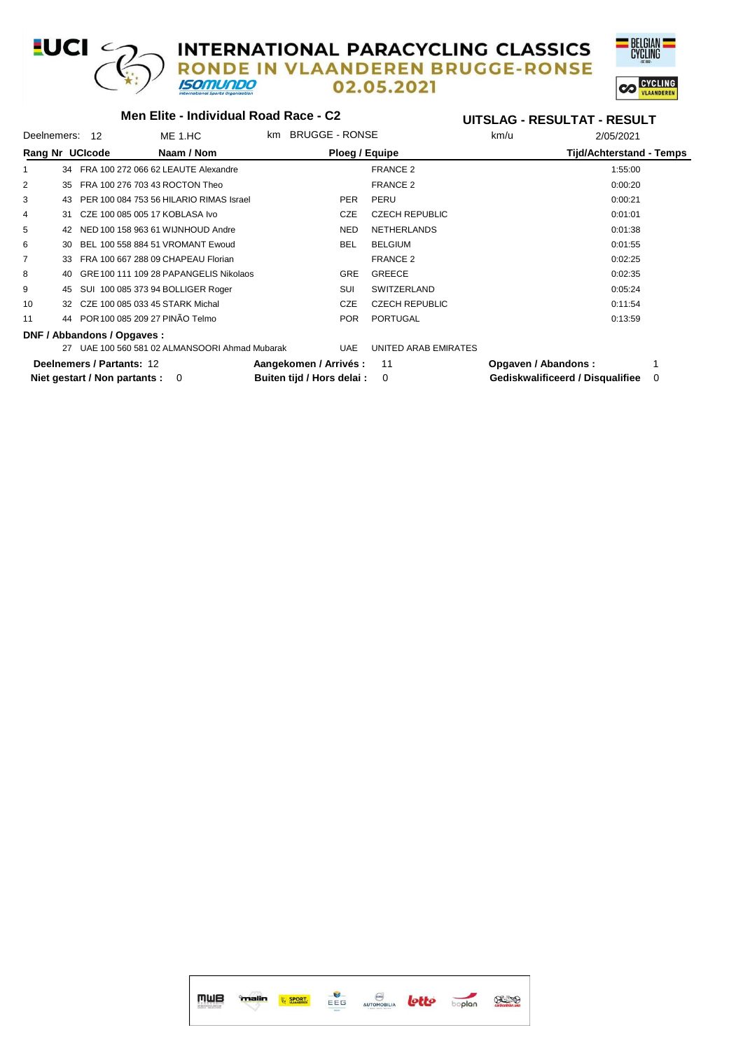# INTERNATIONAL PARACYCLING CLASSICS
## RONDE IN VLAANDEREN BRUGGE-RONSE
## 02.05.2021

### Men Elite - Individual Road Race - C2

**UITSLAG - RESULTAT - RESULT**

Deelnemers: 12 ME 1.HC km BRUGGE - RONSE km/u 2/05/2021

| Rang | Nr | UCIcode | Naam / Nom | | Ploeg / Equipe | Tijd/Achterstand - Temps |
|---|---|---|---|---|---|---|
| 1 | 34 | FRA 100 272 066 62 | LEAUTE Alexandre | | FRANCE 2 | 1:55:00 |
| 2 | 35 | FRA 100 276 703 43 | ROCTON Theo | | FRANCE 2 | 0:00:20 |
| 3 | 43 | PER 100 084 753 56 | HILARIO RIMAS Israel | PER | PERU | 0:00:21 |
| 4 | 31 | CZE 100 085 005 17 | KOBLASA Ivo | CZE | CZECH REPUBLIC | 0:01:01 |
| 5 | 42 | NED 100 158 963 61 | WIJNHOUD Andre | NED | NETHERLANDS | 0:01:38 |
| 6 | 30 | BEL 100 558 884 51 | VROMANT Ewoud | BEL | BELGIUM | 0:01:55 |
| 7 | 33 | FRA 100 667 288 09 | CHAPEAU Florian | | FRANCE 2 | 0:02:25 |
| 8 | 40 | GRE 100 111 109 28 | PAPANGELIS Nikolaos | GRE | GREECE | 0:02:35 |
| 9 | 45 | SUI 100 085 373 94 | BOLLIGER Roger | SUI | SWITZERLAND | 0:05:24 |
| 10 | 32 | CZE 100 085 033 45 | STARK Michal | CZE | CZECH REPUBLIC | 0:11:54 |
| 11 | 44 | POR 100 085 209 27 | PINÃO Telmo | POR | PORTUGAL | 0:13:59 |

**DNF / Abbandons / Opgaves :**

| Rang | Nr | UCIcode | Naam / Nom | | Ploeg / Equipe | Tijd/Achterstand - Temps |
|---|---|---|---|---|---|---|
| | 27 | UAE 100 560 581 02 | ALMANSOORI Ahmad Mubarak | UAE | UNITED ARAB EMIRATES | |

**Deelnemers / Partants:** 12 **Aangekomen / Arrivés :** 11 **Opgaven / Abandons :** 1

**Niet gestart / Non partants :** 0 **Buiten tijd / Hors delai :** 0 **Gediskwalificeerd / Disqualifiee** 0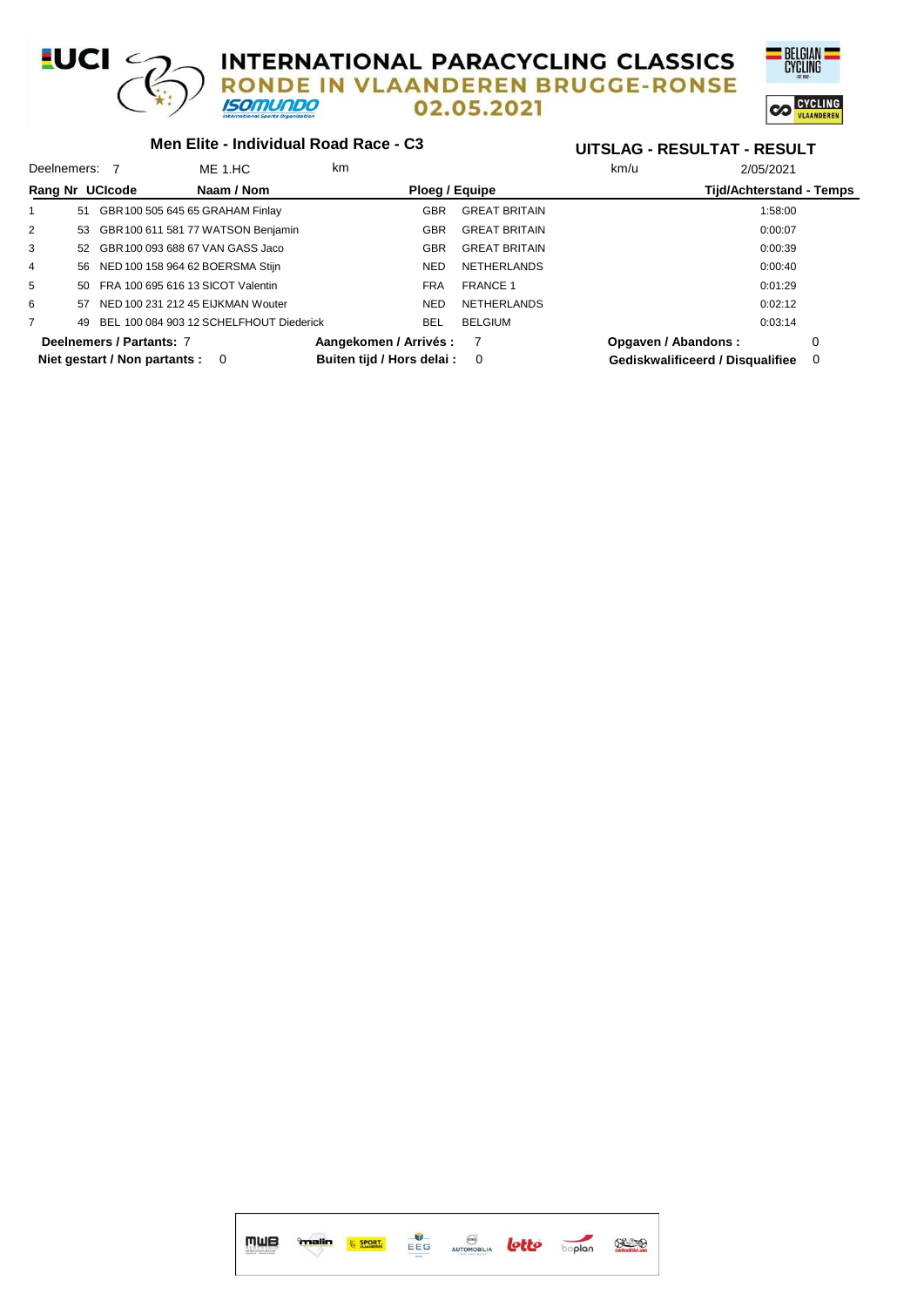# INTERNATIONAL PARACYCLING CLASSICS

## RONDE IN VLAANDEREN BRUGGE-RONSE

## 02.05.2021

### Men Elite - Individual Road Race - C3

### UITSLAG - RESULTAT - RESULT

Deelnemers: 7 ME 1.HC km km/u 2/05/2021

| Rang | Nr | UCIcode | Naam / Nom | Ploeg / Equipe | | Tijd/Achterstand - Temps |
|---|---|---|---|---|---|---|
| 1 | 51 | GBR 100 505 645 65 | GRAHAM Finlay | GBR | GREAT BRITAIN | 1:58:00 |
| 2 | 53 | GBR 100 611 581 77 | WATSON Benjamin | GBR | GREAT BRITAIN | 0:00:07 |
| 3 | 52 | GBR 100 093 688 67 | VAN GASS Jaco | GBR | GREAT BRITAIN | 0:00:39 |
| 4 | 56 | NED 100 158 964 62 | BOERSMA Stijn | NED | NETHERLANDS | 0:00:40 |
| 5 | 50 | FRA 100 695 616 13 | SICOT Valentin | FRA | FRANCE 1 | 0:01:29 |
| 6 | 57 | NED 100 231 212 45 | EIJKMAN Wouter | NED | NETHERLANDS | 0:02:12 |
| 7 | 49 | BEL 100 084 903 12 | SCHELFHOUT Diederick | BEL | BELGIUM | 0:03:14 |

**Deelnemers / Partants:** 7 **Aangekomen / Arrivés :** 7 **Opgaven / Abandons :** 0

**Niet gestart / Non partants :** 0 **Buiten tijd / Hors delai :** 0 **Gediskwalificeerd / Disqualifiee** 0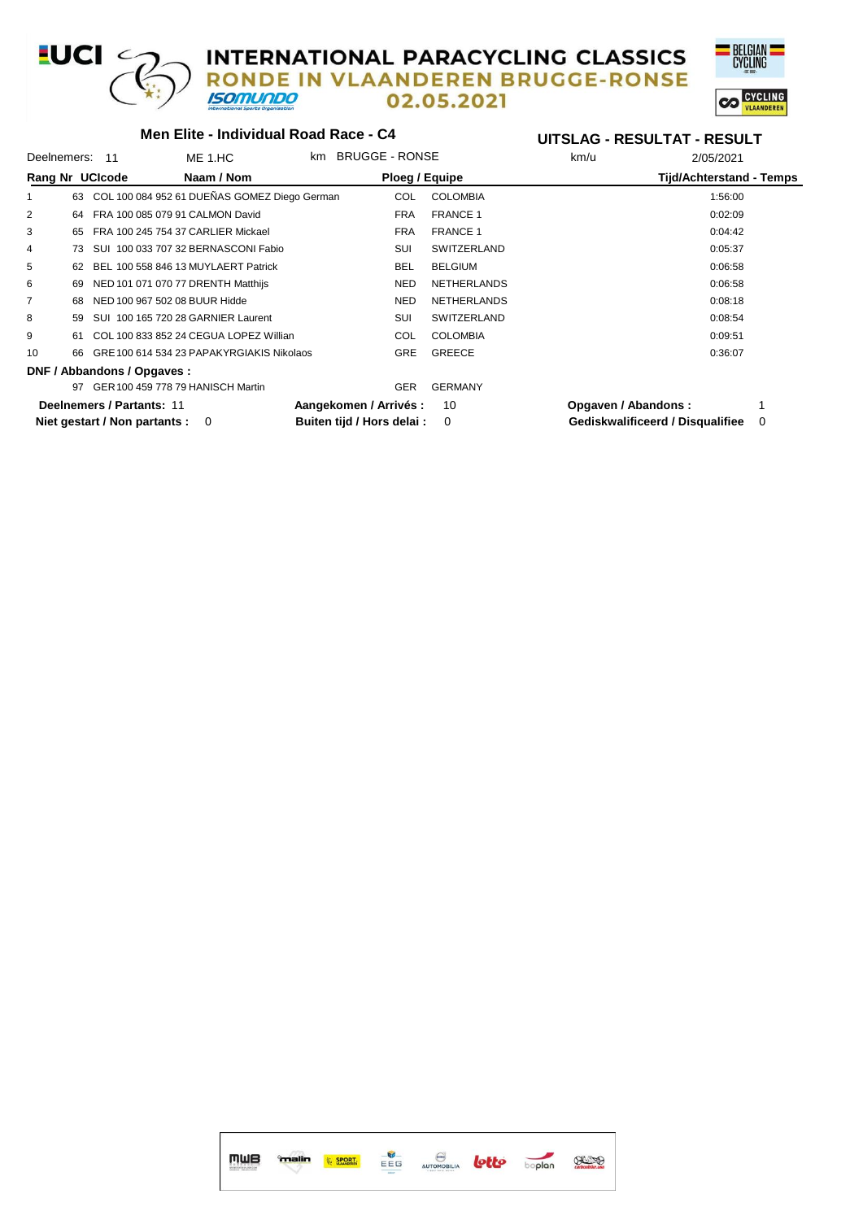# INTERNATIONAL PARACYCLING CLASSICS
## RONDE IN VLAANDEREN BRUGGE-RONSE
## 02.05.2021

### Men Elite - Individual Road Race - C4

### UITSLAG - RESULTAT - RESULT

Deelnemers: 11 ME 1.HC km BRUGGE - RONSE km/u 2/05/2021

| Rang | Nr | UCIcode | Naam / Nom | Ploeg / Equipe | | Tijd/Achterstand - Temps |
|---|---|---|---|---|---|---|
| 1 | 63 | COL 100 084 952 61 | DUEÑAS GOMEZ Diego German | COL | COLOMBIA | 1:56:00 |
| 2 | 64 | FRA 100 085 079 91 | CALMON David | FRA | FRANCE 1 | 0:02:09 |
| 3 | 65 | FRA 100 245 754 37 | CARLIER Mickael | FRA | FRANCE 1 | 0:04:42 |
| 4 | 73 | SUI 100 033 707 32 | BERNASCONI Fabio | SUI | SWITZERLAND | 0:05:37 |
| 5 | 62 | BEL 100 558 846 13 | MUYLAERT Patrick | BEL | BELGIUM | 0:06:58 |
| 6 | 69 | NED 101 071 070 77 | DRENTH Matthijs | NED | NETHERLANDS | 0:06:58 |
| 7 | 68 | NED 100 967 502 08 | BUUR Hidde | NED | NETHERLANDS | 0:08:18 |
| 8 | 59 | SUI 100 165 720 28 | GARNIER Laurent | SUI | SWITZERLAND | 0:08:54 |
| 9 | 61 | COL 100 833 852 24 | CEGUA LOPEZ Willian | COL | COLOMBIA | 0:09:51 |
| 10 | 66 | GRE 100 614 534 23 | PAPAKYRGIAKIS Nikolaos | GRE | GREECE | 0:36:07 |
| **DNF / Abbandons / Opgaves :** | | | | | | |
| | 97 | GER 100 459 778 79 | HANISCH Martin | GER | GERMANY | |

**Deelnemers / Partants:** 11 **Aangekomen / Arrivés :** 10 **Opgaven / Abandons :** 1

**Niet gestart / Non partants :** 0 **Buiten tijd / Hors delai :** 0 **Gediskwalificeerd / Disqualifiee** 0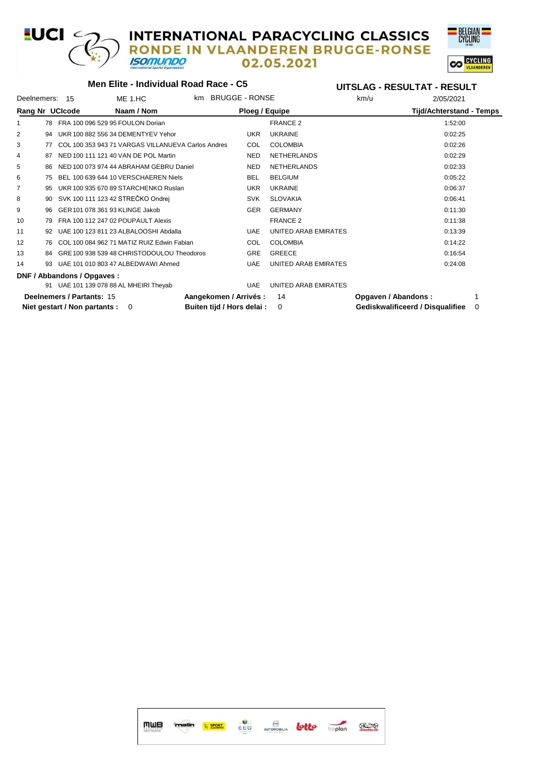# INTERNATIONAL PARACYCLING CLASSICS

## RONDE IN VLAANDEREN BRUGGE-RONSE

02.05.2021

## Men Elite - Individual Road Race - C5

**UITSLAG - RESULTAT - RESULT**

Deelnemers: 15 ME 1.HC km BRUGGE - RONSE km/u 2/05/2021

| Rang | Nr | UCIcode | Naam / Nom | | Ploeg / Equipe | Tijd/Achterstand - Temps |
|---|---|---|---|---|---|---|
| 1 | 78 | FRA 100 096 529 95 | FOULON Dorian | | FRANCE 2 | 1:52:00 |
| 2 | 94 | UKR 100 882 556 34 | DEMENTYEV Yehor | UKR | UKRAINE | 0:02:25 |
| 3 | 77 | COL 100 353 943 71 | VARGAS VILLANUEVA Carlos Andres | COL | COLOMBIA | 0:02:26 |
| 4 | 87 | NED 100 111 121 40 | VAN DE POL Martin | NED | NETHERLANDS | 0:02:29 |
| 5 | 86 | NED 100 073 974 44 | ABRAHAM GEBRU Daniel | NED | NETHERLANDS | 0:02:33 |
| 6 | 75 | BEL 100 639 644 10 | VERSCHAEREN Niels | BEL | BELGIUM | 0:05:22 |
| 7 | 95 | UKR 100 935 670 89 | STARCHENKO Ruslan | UKR | UKRAINE | 0:06:37 |
| 8 | 90 | SVK 100 111 123 42 | STREČKO Ondrej | SVK | SLOVAKIA | 0:06:41 |
| 9 | 96 | GER 101 078 361 93 | KLINGE Jakob | GER | GERMANY | 0:11:30 |
| 10 | 79 | FRA 100 112 247 02 | POUPAULT Alexis | | FRANCE 2 | 0:11:38 |
| 11 | 92 | UAE 100 123 811 23 | ALBALOOSHI Abdalla | UAE | UNITED ARAB EMIRATES | 0:13:39 |
| 12 | 76 | COL 100 084 962 71 | MATIZ RUIZ Edwin Fabian | COL | COLOMBIA | 0:14:22 |
| 13 | 84 | GRE 100 938 539 48 | CHRISTODOULOU Theodoros | GRE | GREECE | 0:16:54 |
| 14 | 93 | UAE 101 010 803 47 | ALBEDWAWI Ahmed | UAE | UNITED ARAB EMIRATES | 0:24:08 |
| **DNF / Abbandons / Opgaves :** | | | | | | |
| | 91 | UAE 101 139 078 88 | AL MHEIRI Theyab | UAE | UNITED ARAB EMIRATES | |

**Deelnemers / Partants:** 15 **Aangekomen / Arrivés :** 14 **Opgaven / Abandons :** 1

**Niet gestart / Non partants :** 0 **Buiten tijd / Hors delai :** 0 **Gediskwalificeerd / Disqualifiee** 0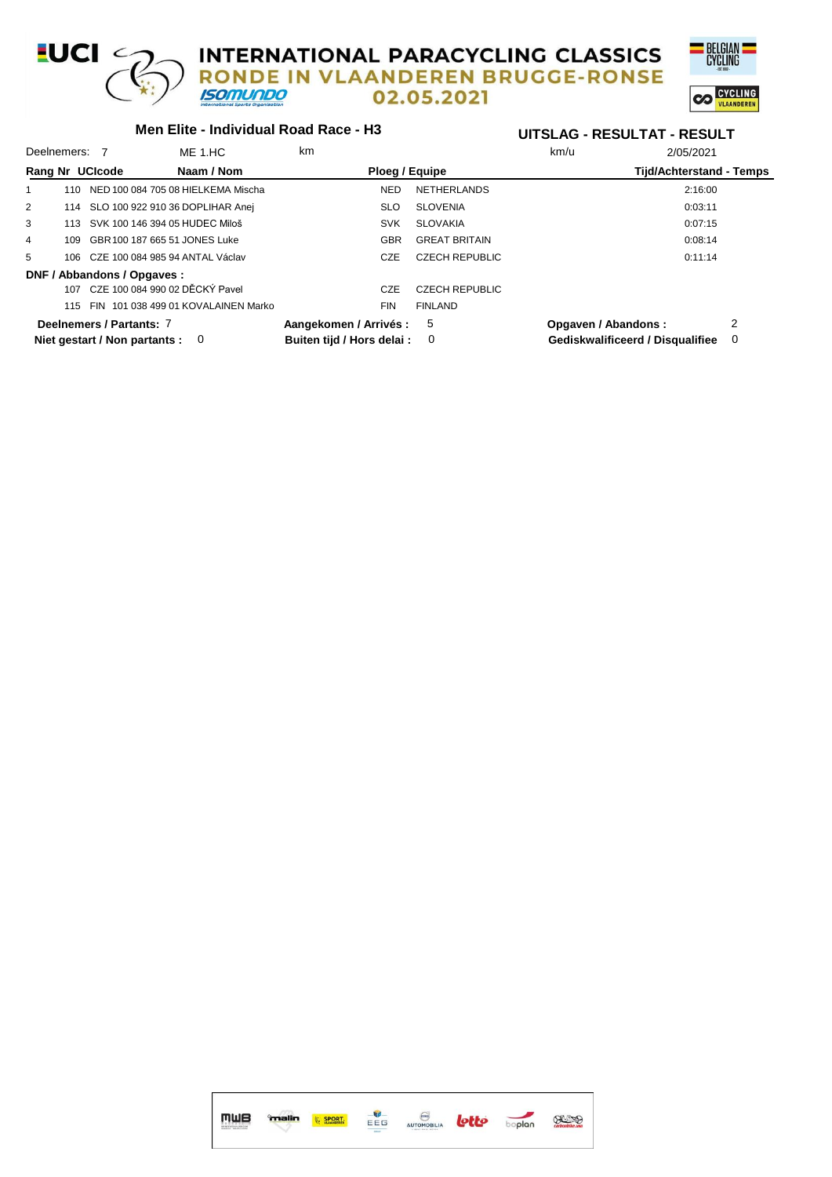**INTERNATIONAL PARACYCLING CLASSICS**
**RONDE IN VLAANDEREN BRUGGE-RONSE**
**02.05.2021**

## Men Elite - Individual Road Race - H3

## UITSLAG - RESULTAT - RESULT

Deelnemers: 7 ME 1.HC km km/u 2/05/2021

| Rang | Nr | UCIcode | Naam / Nom | Ploeg / Equipe | | Tijd/Achterstand - Temps |
|---|---|---|---|---|---|---|
| 1 | 110 | NED 100 084 705 08 | HIELKEMA Mischa | NED | NETHERLANDS | 2:16:00 |
| 2 | 114 | SLO 100 922 910 36 | DOPLIHAR Anej | SLO | SLOVENIA | 0:03:11 |
| 3 | 113 | SVK 100 146 394 05 | HUDEC Miloš | SVK | SLOVAKIA | 0:07:15 |
| 4 | 109 | GBR 100 187 665 51 | JONES Luke | GBR | GREAT BRITAIN | 0:08:14 |
| 5 | 106 | CZE 100 084 985 94 | ANTAL Václav | CZE | CZECH REPUBLIC | 0:11:14 |
| **DNF / Abbandons / Opgaves :** | | | | | | |
| | 107 | CZE 100 084 990 02 | DĚCKÝ Pavel | CZE | CZECH REPUBLIC | |
| | 115 | FIN 101 038 499 01 | KOVALAINEN Marko | FIN | FINLAND | |

**Deelnemers / Partants:** 7 **Aangekomen / Arrivés :** 5 **Opgaven / Abandons :** 2

**Niet gestart / Non partants :** 0 **Buiten tijd / Hors delai :** 0 **Gediskwalificeerd / Disqualifiee** 0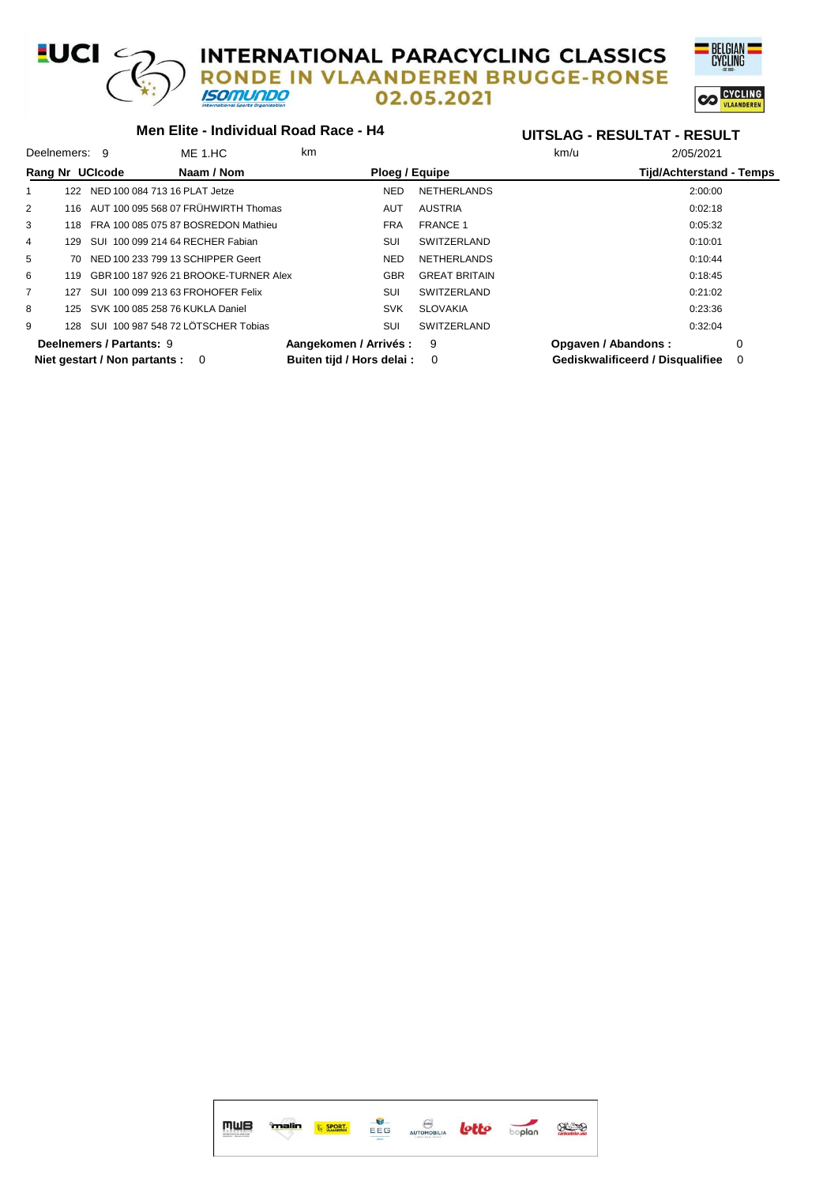# INTERNATIONAL PARACYCLING CLASSICS
## RONDE IN VLAANDEREN BRUGGE-RONSE
## 02.05.2021

### Men Elite - Individual Road Race - H4

### UITSLAG - RESULTAT - RESULT

Deelnemers: 9 | ME 1.HC | km | km/u | 2/05/2021

| Rang | Nr | UCIcode | Naam / Nom | Ploeg / Equipe | | Tijd/Achterstand - Temps |
|---|---|---|---|---|---|---|
| 1 | 122 | NED 100 084 713 16 | PLAT Jetze | NED | NETHERLANDS | 2:00:00 |
| 2 | 116 | AUT 100 095 568 07 | FRÜHWIRTH Thomas | AUT | AUSTRIA | 0:02:18 |
| 3 | 118 | FRA 100 085 075 87 | BOSREDON Mathieu | FRA | FRANCE 1 | 0:05:32 |
| 4 | 129 | SUI 100 099 214 64 | RECHER Fabian | SUI | SWITZERLAND | 0:10:01 |
| 5 | 70 | NED 100 233 799 13 | SCHIPPER Geert | NED | NETHERLANDS | 0:10:44 |
| 6 | 119 | GBR 100 187 926 21 | BROOKE-TURNER Alex | GBR | GREAT BRITAIN | 0:18:45 |
| 7 | 127 | SUI 100 099 213 63 | FROHOFER Felix | SUI | SWITZERLAND | 0:21:02 |
| 8 | 125 | SVK 100 085 258 76 | KUKLA Daniel | SVK | SLOVAKIA | 0:23:36 |
| 9 | 128 | SUI 100 987 548 72 | LÖTSCHER Tobias | SUI | SWITZERLAND | 0:32:04 |

**Deelnemers / Partants:** 9 | **Aangekomen / Arrivés :** 9 | **Opgaven / Abandons :** 0

**Niet gestart / Non partants :** 0 | **Buiten tijd / Hors delai :** 0 | **Gediskwalificeerd / Disqualifiee** 0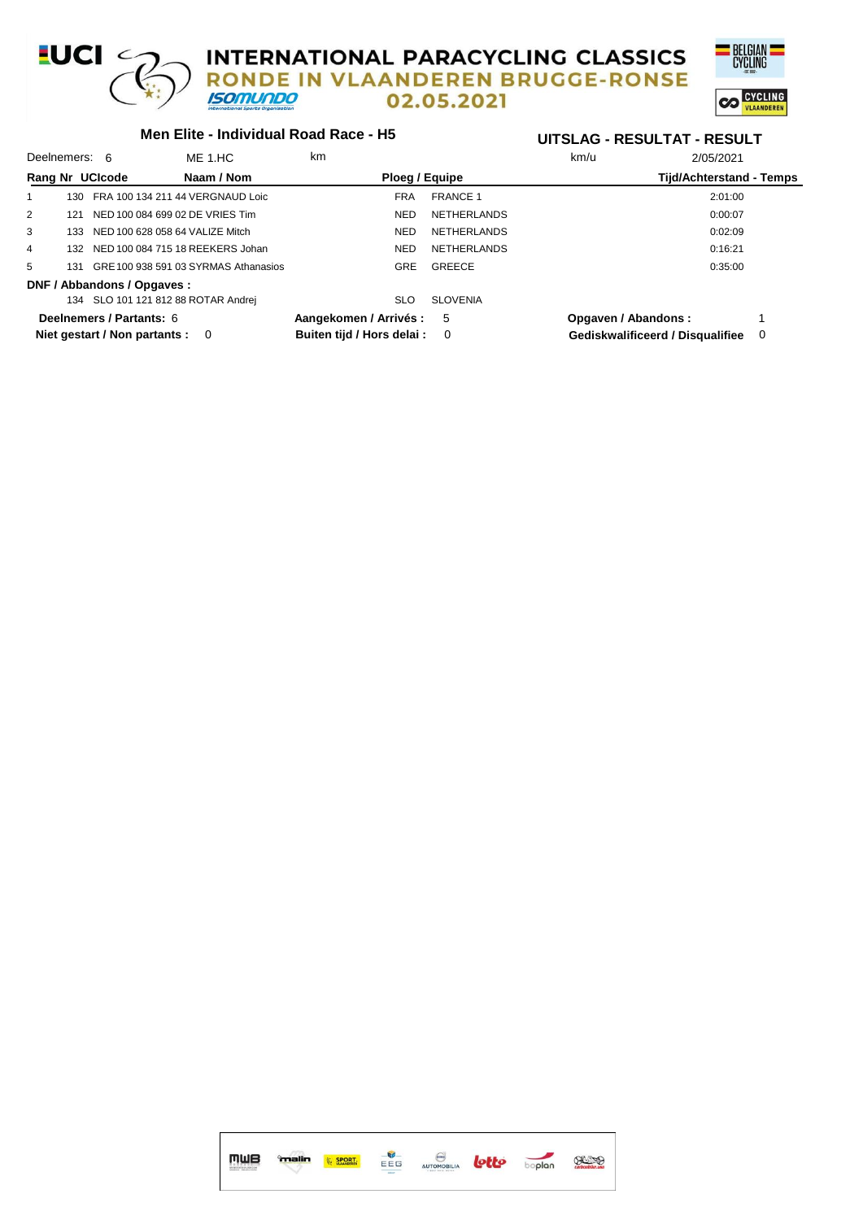# INTERNATIONAL PARACYCLING CLASSICS
## RONDE IN VLAANDEREN BRUGGE-RONSE
## 02.05.2021

### Men Elite - Individual Road Race - H5

**UITSLAG - RESULTAT - RESULT**

Deelnemers: 6 ME 1.HC km km/u 2/05/2021

| Rang | Nr | UCIcode | Naam / Nom | Ploeg / Equipe | | Tijd/Achterstand - Temps |
|---|---|---|---|---|---|---|
| 1 | 130 | FRA 100 134 211 44 | VERGNAUD Loic | FRA | FRANCE 1 | 2:01:00 |
| 2 | 121 | NED 100 084 699 02 | DE VRIES Tim | NED | NETHERLANDS | 0:00:07 |
| 3 | 133 | NED 100 628 058 64 | VALIZE Mitch | NED | NETHERLANDS | 0:02:09 |
| 4 | 132 | NED 100 084 715 18 | REEKERS Johan | NED | NETHERLANDS | 0:16:21 |
| 5 | 131 | GRE 100 938 591 03 | SYRMAS Athanasios | GRE | GREECE | 0:35:00 |

**DNF / Abbandons / Opgaves :**

| Nr | UCIcode | Naam / Nom | Ploeg / Equipe | |
|---|---|---|---|---|
| 134 | SLO 101 121 812 88 | ROTAR Andrej | SLO | SLOVENIA |

**Deelnemers / Partants:** 6 **Aangekomen / Arrivés :** 5 **Opgaven / Abandons :** 1

**Niet gestart / Non partants :** 0 **Buiten tijd / Hors delai :** 0 **Gediskwalificeerd / Disqualifiee** 0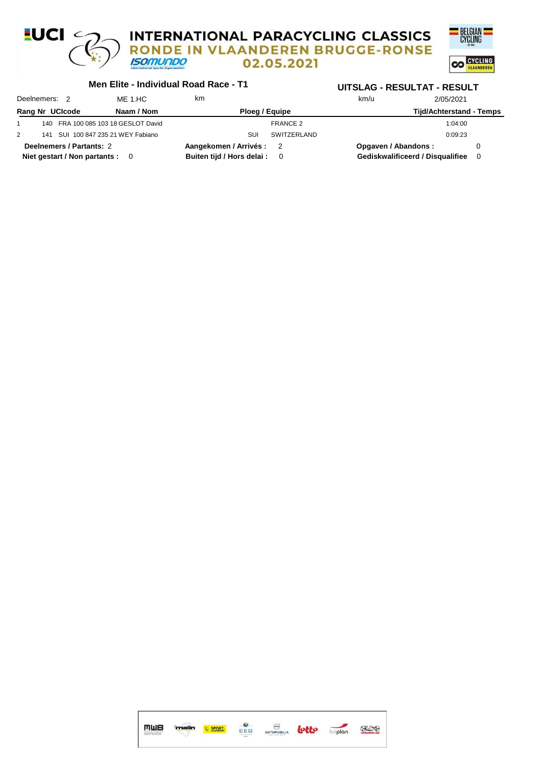# INTERNATIONAL PARACYCLING CLASSICS
## RONDE IN VLAANDEREN BRUGGE-RONSE
## 02.05.2021

### Men Elite - Individual Road Race - T1

### UITSLAG - RESULTAT - RESULT

Deelnemers: 2 ME 1.HC km km/u 2/05/2021

| Rang | Nr | UCIcode | Naam / Nom | Ploeg / Equipe | | Tijd/Achterstand - Temps |
|---|---|---|---|---|---|---|
| 1 | 140 | FRA 100 085 103 18 | GESLOT David | | FRANCE 2 | 1:04:00 |
| 2 | 141 | SUI 100 847 235 21 | WEY Fabiano | SUI | SWITZERLAND | 0:09:23 |

**Deelnemers / Partants:** 2
**Niet gestart / Non partants :** 0
**Aangekomen / Arrivés :** 2
**Buiten tijd / Hors delai :** 0
**Opgaven / Abandons :** 0
**Gediskwalificeerd / Disqualifiee** 0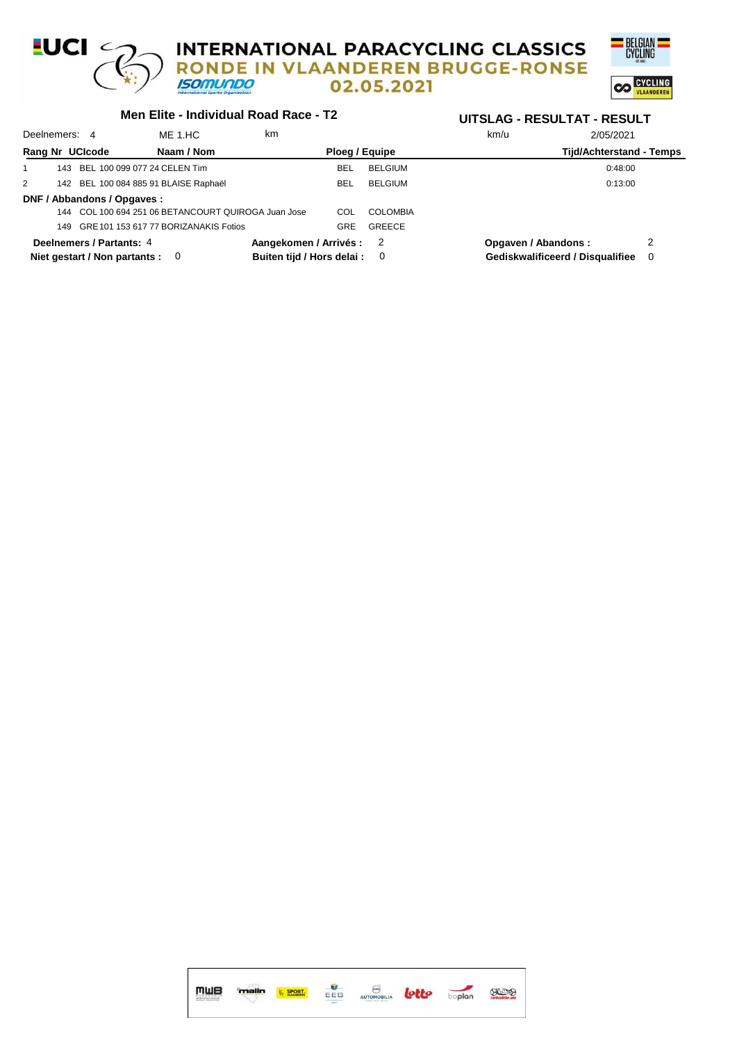# INTERNATIONAL PARACYCLING CLASSICS
## RONDE IN VLAANDEREN BRUGGE-RONSE
## 02.05.2021

### Men Elite - Individual Road Race - T2

### UITSLAG - RESULTAT - RESULT

Deelnemers: 4 ME 1.HC km km/u 2/05/2021

| Rang | Nr | UCIcode | Naam / Nom | Ploeg / Equipe | | Tijd/Achterstand - Temps |
|---|---|---|---|---|---|---|
| 1 | 143 | BEL 100 099 077 24 | CELEN Tim | BEL | BELGIUM | 0:48:00 |
| 2 | 142 | BEL 100 084 885 91 | BLAISE Raphaël | BEL | BELGIUM | 0:13:00 |
| **DNF / Abbandons / Opgaves :** | | | | | | |
| | 144 | COL 100 694 251 06 | BETANCOURT QUIROGA Juan Jose | COL | COLOMBIA | |
| | 149 | GRE 101 153 617 77 | BORIZANAKIS Fotios | GRE | GREECE | |

**Deelnemers / Partants:** 4
**Aangekomen / Arrivés :** 2
**Opgaven / Abandons :** 2
**Niet gestart / Non partants :** 0
**Buiten tijd / Hors delai :** 0
**Gediskwalificeerd / Disqualifiee** 0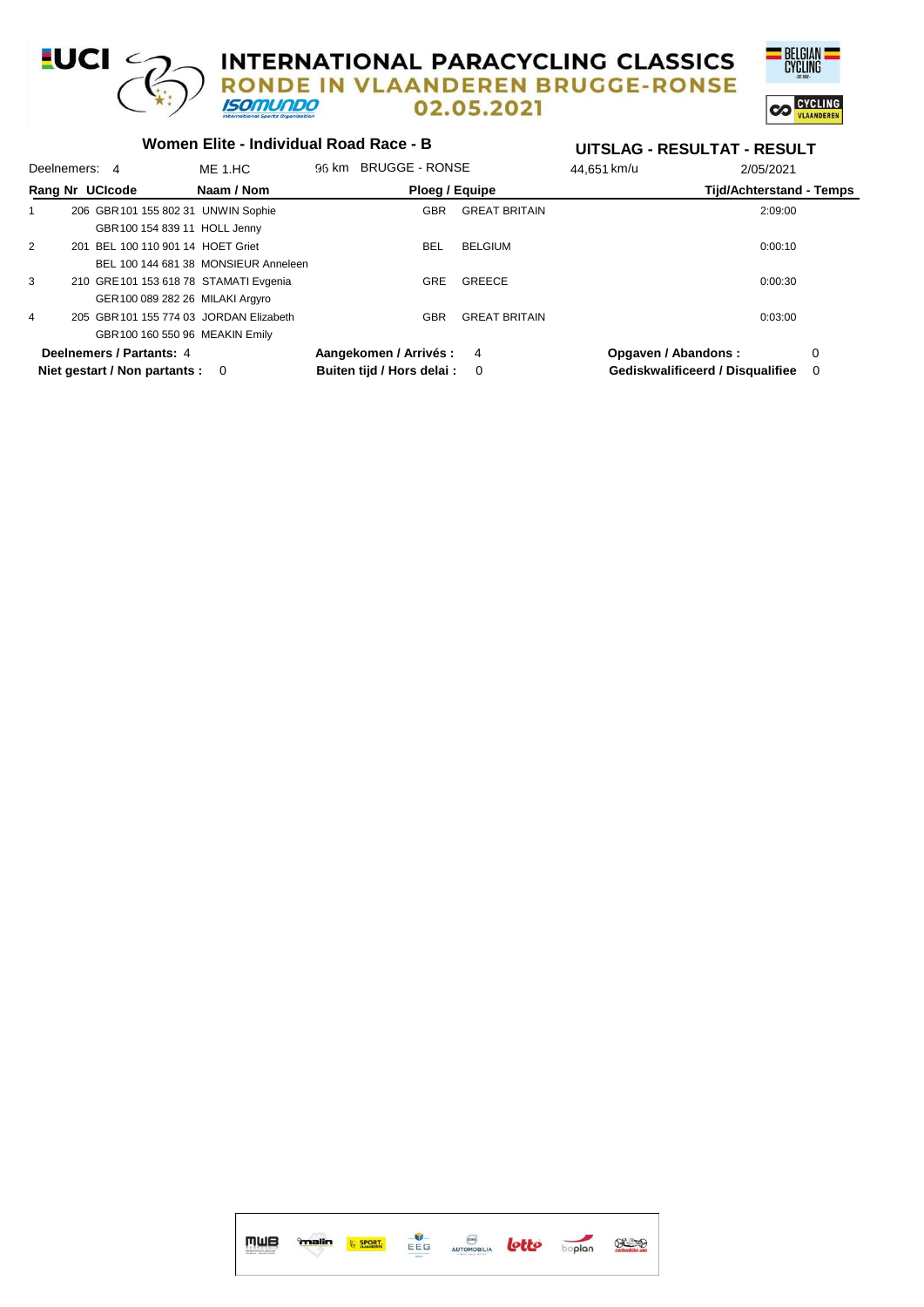# INTERNATIONAL PARACYCLING CLASSICS
## RONDE IN VLAANDEREN BRUGGE-RONSE
## 02.05.2021

### Women Elite - Individual Road Race - B

**UITSLAG - RESULTAT - RESULT**

Deelnemers: 4 | ME 1.HC | 96 km BRUGGE - RONSE | 44,651 km/u | 2/05/2021

| Rang | Nr | UCIcode | Naam / Nom | Ploeg / Equipe | | Tijd/Achterstand - Temps |
|---|---|---|---|---|---|---|
| 1 | 206 | GBR 101 155 802 31 | UNWIN Sophie | GBR | GREAT BRITAIN | 2:09:00 |
| | | GBR 100 154 839 11 | HOLL Jenny | | | |
| 2 | 201 | BEL 100 110 901 14 | HOET Griet | BEL | BELGIUM | 0:00:10 |
| | | BEL 100 144 681 38 | MONSIEUR Anneleen | | | |
| 3 | 210 | GRE 101 153 618 78 | STAMATI Evgenia | GRE | GREECE | 0:00:30 |
| | | GER 100 089 282 26 | MILAKI Argyro | | | |
| 4 | 205 | GBR 101 155 774 03 | JORDAN Elizabeth | GBR | GREAT BRITAIN | 0:03:00 |
| | | GBR 100 160 550 96 | MEAKIN Emily | | | |

**Deelnemers / Partants:** 4
**Aangekomen / Arrivés :** 4
**Opgaven / Abandons :** 0
**Niet gestart / Non partants :** 0
**Buiten tijd / Hors delai :** 0
**Gediskwalificeerd / Disqualifiee** 0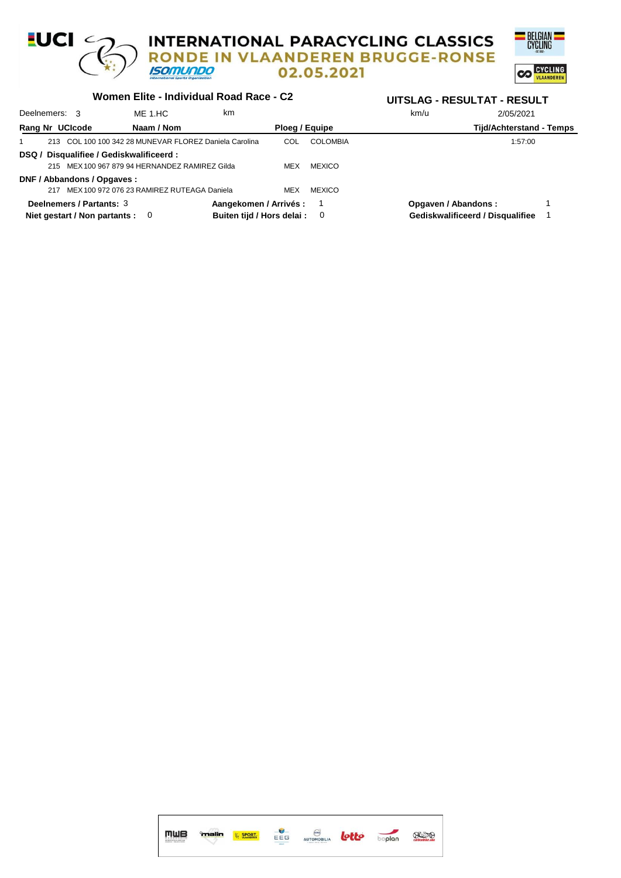# INTERNATIONAL PARACYCLING CLASSICS
## RONDE IN VLAANDEREN BRUGGE-RONSE
02.05.2021

### Women Elite - Individual Road Race - C2

**UITSLAG - RESULTAT - RESULT**

Deelnemers: 3 | ME 1.HC | km | km/u | 2/05/2021

| Rang | Nr | UCIcode | Naam / Nom | Ploeg / Equipe | | Tijd/Achterstand - Temps |
|---|---|---|---|---|---|---|
| 1 | 213 | COL 100 100 342 28 | MUNEVAR FLOREZ Daniela Carolina | COL | COLOMBIA | 1:57:00 |
| **DSQ / Disqualifiee / Gediskwalificeerd :** | | | | | | |
| | 215 | MEX 100 967 879 94 | HERNANDEZ RAMIREZ Gilda | MEX | MEXICO | |
| **DNF / Abbandons / Opgaves :** | | | | | | |
| | 217 | MEX 100 972 076 23 | RAMIREZ RUTEAGA Daniela | MEX | MEXICO | |

**Deelnemers / Partants:** 3
**Niet gestart / Non partants :** 0
**Aangekomen / Arrivés :** 1
**Buiten tijd / Hors delai :** 0
**Opgaven / Abandons :** 1
**Gediskwalificeerd / Disqualifiee** 1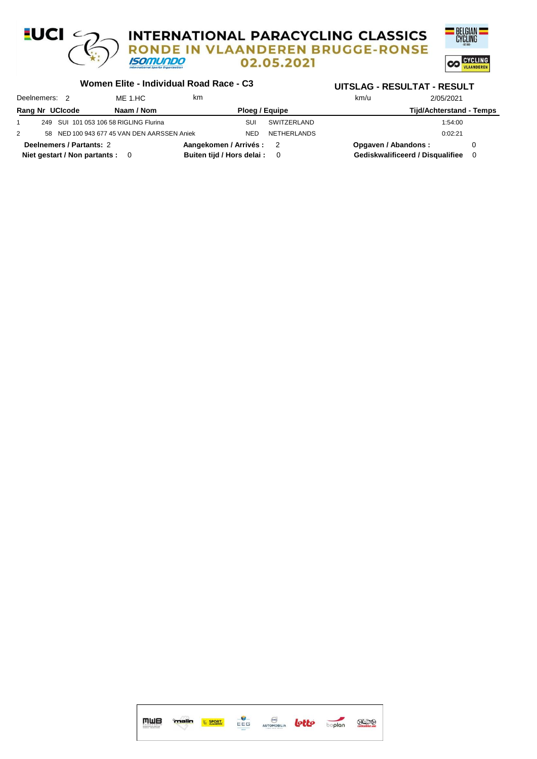# INTERNATIONAL PARACYCLING CLASSICS

## RONDE IN VLAANDEREN BRUGGE-RONSE

02.05.2021

### Women Elite - Individual Road Race - C3

### UITSLAG - RESULTAT - RESULT

Deelnemers: 2 | ME 1.HC | km | km/u | 2/05/2021

| Rang | Nr | UCIcode | Naam / Nom | Ploeg / Equipe | | Tijd/Achterstand - Temps |
|---|---|---|---|---|---|---|
| 1 | 249 | SUI 101 053 106 58 | RIGLING Flurina | SUI | SWITZERLAND | 1:54:00 |
| 2 | 58 | NED 100 943 677 45 | VAN DEN AARSSEN Aniek | NED | NETHERLANDS | 0:02:21 |

**Deelnemers / Partants:** 2

**Niet gestart / Non partants :** 0

**Aangekomen / Arrivés :** 2

**Buiten tijd / Hors delai :** 0

**Opgaven / Abandons :** 0

**Gediskwalificeerd / Disqualifiee** 0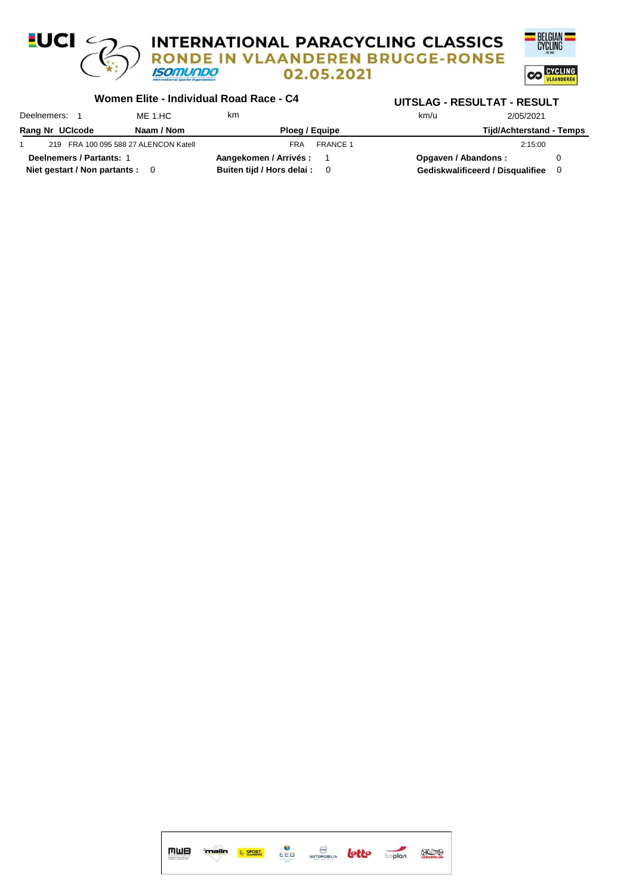# INTERNATIONAL PARACYCLING CLASSICS
## RONDE IN VLAANDEREN BRUGGE-RONSE
## 02.05.2021

### Women Elite - Individual Road Race - C4

### UITSLAG - RESULTAT - RESULT

Deelnemers: 1 | ME 1.HC | km | km/u | 2/05/2021

| Rang | Nr | UCIcode | Naam / Nom | Ploeg / Equipe | | Tijd/Achterstand - Temps |
|---|---|---|---|---|---|---|
| 1 | 219 | FRA 100 095 588 27 | ALENCON Katell | FRA | FRANCE 1 | 2:15:00 |

**Deelnemers / Partants:** 1
**Niet gestart / Non partants :** 0
**Aangekomen / Arrivés :** 1
**Buiten tijd / Hors delai :** 0
**Opgaven / Abandons :** 0
**Gediskwalificeerd / Disqualifiee** 0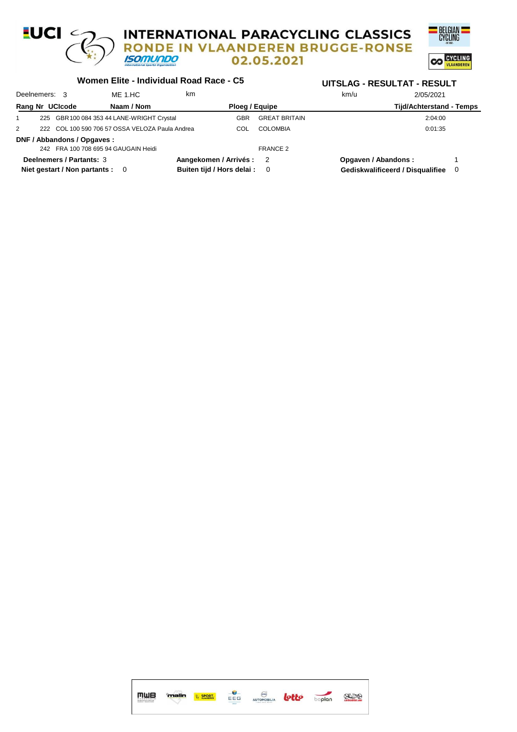# INTERNATIONAL PARACYCLING CLASSICS
## RONDE IN VLAANDEREN BRUGGE-RONSE
## 02.05.2021

### Women Elite - Individual Road Race - C5

**UITSLAG - RESULTAT - RESULT**

Deelnemers: 3 | ME 1.HC | km | km/u | 2/05/2021

| Rang | Nr | UCIcode | Naam / Nom | Ploeg / Equipe | | Tijd/Achterstand - Temps |
|---|---|---|---|---|---|---|
| 1 | 225 | GBR 100 084 353 44 | LANE-WRIGHT Crystal | GBR | GREAT BRITAIN | 2:04:00 |
| 2 | 222 | COL 100 590 706 57 | OSSA VELOZA Paula Andrea | COL | COLOMBIA | 0:01:35 |

**DNF / Abbandons / Opgaves :**

| | | | | |
|---|---|---|---|---|
| 242 | FRA 100 708 695 94 | GAUGAIN Heidi | | FRANCE 2 |

**Deelnemers / Partants:** 3
**Niet gestart / Non partants :** 0
**Aangekomen / Arrivés :** 2
**Buiten tijd / Hors delai :** 0
**Opgaven / Abandons :** 1
**Gediskwalificeerd / Disqualifiee** 0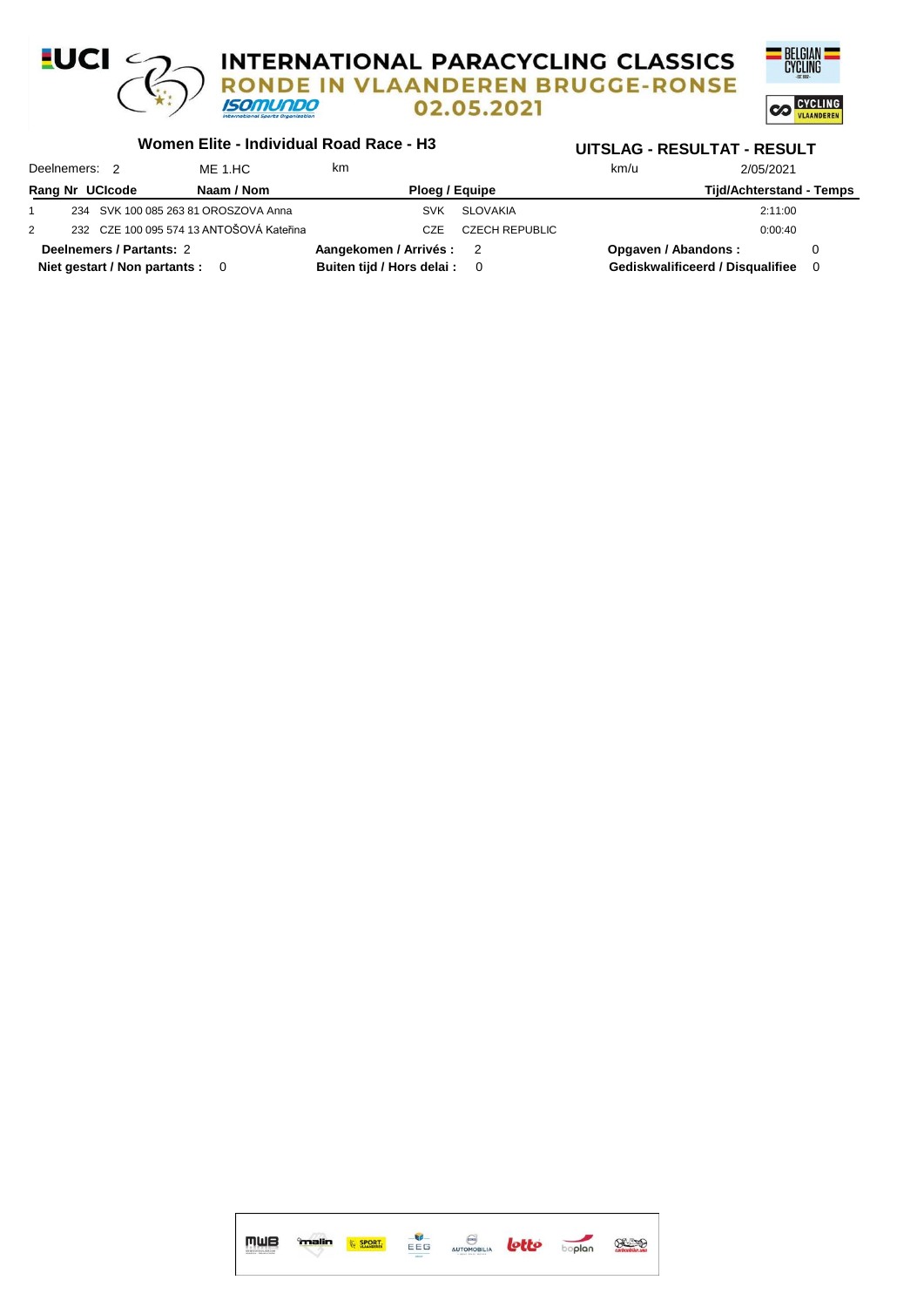# INTERNATIONAL PARACYCLING CLASSICS
## RONDE IN VLAANDEREN BRUGGE-RONSE
### 02.05.2021

**Women Elite - Individual Road Race - H3**

**UITSLAG - RESULTAT - RESULT**

Deelnemers: 2 ME 1.HC km km/u 2/05/2021

| Rang | Nr | UCIcode | Naam / Nom | Ploeg / Equipe | | Tijd/Achterstand - Temps |
|---|---|---|---|---|---|---|
| 1 | 234 | SVK 100 085 263 81 | OROSZOVA Anna | SVK | SLOVAKIA | 2:11:00 |
| 2 | 232 | CZE 100 095 574 13 | ANTOŠOVÁ Kateřina | CZE | CZECH REPUBLIC | 0:00:40 |

**Deelnemers / Partants:** 2 **Aangekomen / Arrivés :** 2 **Opgaven / Abandons :** 0

**Niet gestart / Non partants :** 0 **Buiten tijd / Hors delai :** 0 **Gediskwalificeerd / Disqualifiee** 0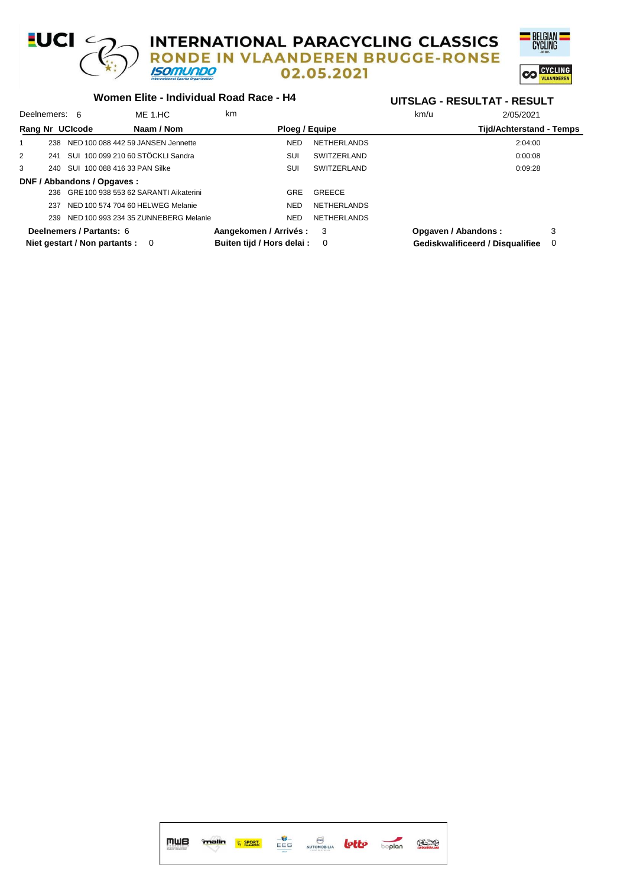# INTERNATIONAL PARACYCLING CLASSICS
## RONDE IN VLAANDEREN BRUGGE-RONSE
## 02.05.2021

### Women Elite - Individual Road Race - H4

**UITSLAG - RESULTAT - RESULT**

Deelnemers: 6 ME 1.HC km km/u 2/05/2021

| Rang | Nr | UCIcode | Naam / Nom | Ploeg / Equipe | | Tijd/Achterstand - Temps |
|---|---|---|---|---|---|---|
| 1 | 238 | NED 100 088 442 59 | JANSEN Jennette | NED | NETHERLANDS | 2:04:00 |
| 2 | 241 | SUI 100 099 210 60 | STÖCKLI Sandra | SUI | SWITZERLAND | 0:00:08 |
| 3 | 240 | SUI 100 088 416 33 | PAN Silke | SUI | SWITZERLAND | 0:09:28 |
| **DNF / Abbandons / Opgaves :** | | | | | | |
| | 236 | GRE 100 938 553 62 | SARANTI Aikaterini | GRE | GREECE | |
| | 237 | NED 100 574 704 60 | HELWEG Melanie | NED | NETHERLANDS | |
| | 239 | NED 100 993 234 35 | ZUNNEBERG Melanie | NED | NETHERLANDS | |

**Deelnemers / Partants:** 6 **Aangekomen / Arrivés :** 3 **Opgaven / Abandons :** 3

**Niet gestart / Non partants :** 0 **Buiten tijd / Hors delai :** 0 **Gediskwalificeerd / Disqualifiee** 0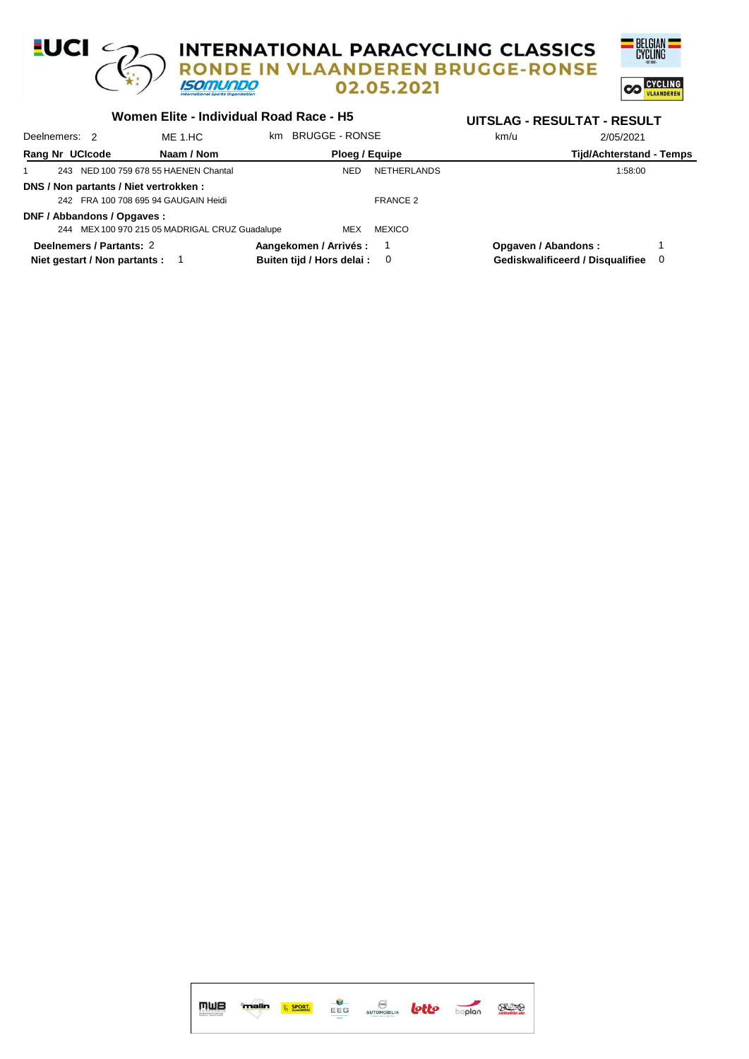# INTERNATIONAL PARACYCLING CLASSICS
## RONDE IN VLAANDEREN BRUGGE-RONSE
02.05.2021

### Women Elite - Individual Road Race - H5

### UITSLAG - RESULTAT - RESULT

Deelnemers: 2 | ME 1.HC | km BRUGGE - RONSE | km/u | 2/05/2021

| Rang | Nr | UCIcode | Naam / Nom | Ploeg / Equipe | | Tijd/Achterstand - Temps |
|---|---|---|---|---|---|---|
| 1 | 243 | NED 100 759 678 55 | HAENEN Chantal | NED | NETHERLANDS | 1:58:00 |

**DNS / Non partants / Niet vertrokken :**

| | | | | | | |
|---|---|---|---|---|---|---|
| | 242 | FRA 100 708 695 94 | GAUGAIN Heidi | | FRANCE 2 | |

**DNF / Abbandons / Opgaves :**

| | | | | | | |
|---|---|---|---|---|---|---|
| | 244 | MEX 100 970 215 05 | MADRIGAL CRUZ Guadalupe | MEX | MEXICO | |

**Deelnemers / Partants:** 2
**Niet gestart / Non partants :** 1
**Aangekomen / Arrivés :** 1
**Buiten tijd / Hors delai :** 0
**Opgaven / Abandons :** 1
**Gediskwalificeerd / Disqualifiee** 0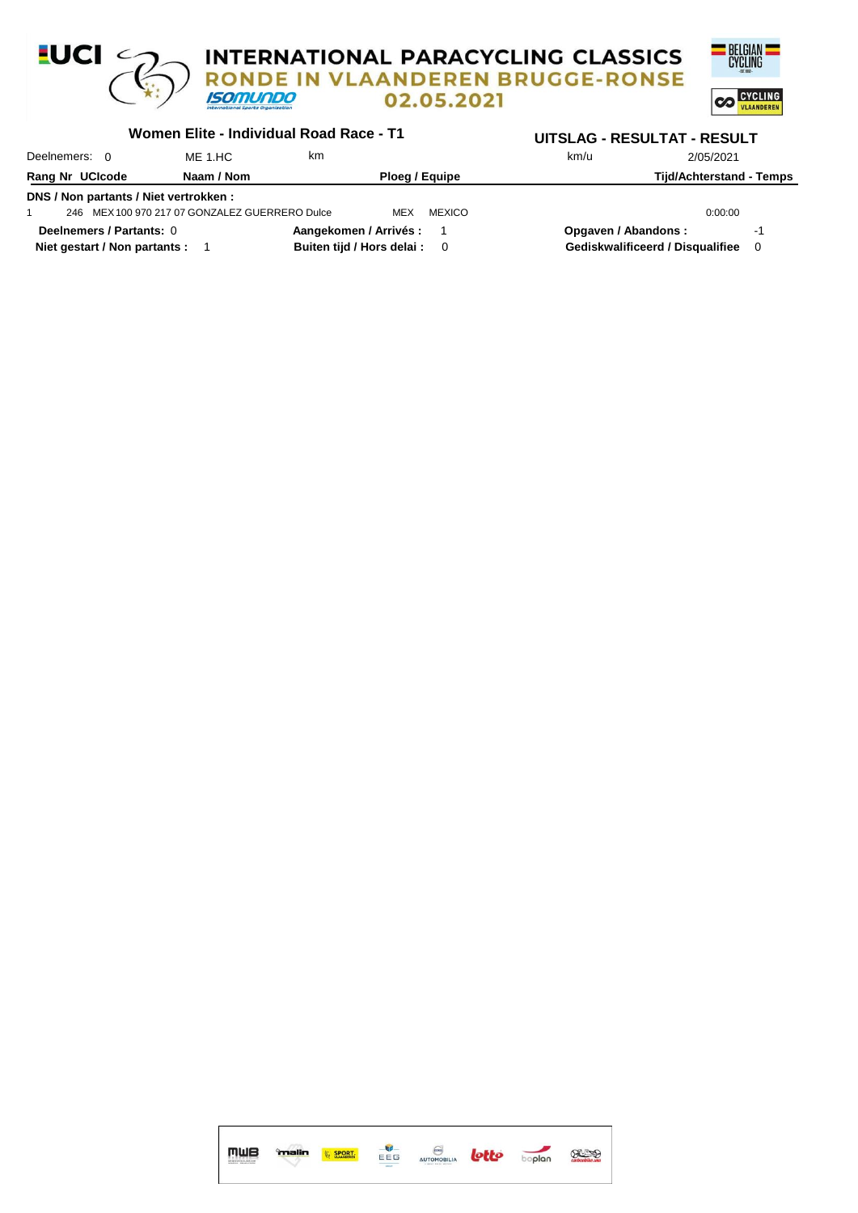# INTERNATIONAL PARACYCLING CLASSICS
## RONDE IN VLAANDEREN BRUGGE-RONSE
## 02.05.2021

### Women Elite - Individual Road Race - T1

### UITSLAG - RESULTAT - RESULT

| Deelnemers: 0 | ME 1.HC | km | | km/u | 2/05/2021 |
|---|---|---|---|---|---|
| **Rang Nr UCIcode** | **Naam / Nom** | | **Ploeg / Equipe** | | **Tijd/Achterstand - Temps** |

**DNS / Non partants / Niet vertrokken :**

| | | | | | | |
|---|---|---|---|---|---|---|
| 1 | 246 | MEX 100 970 217 07 | GONZALEZ GUERRERO Dulce | MEX | MEXICO | 0:00:00 |

| | | | | | |
|---|---|---|---|---|---|
| **Deelnemers / Partants:** | 0 | **Aangekomen / Arrivés :** | 1 | **Opgaven / Abandons :** | -1 |
| **Niet gestart / Non partants :** | 1 | **Buiten tijd / Hors delai :** | 0 | **Gediskwalificeerd / Disqualifiee** | 0 |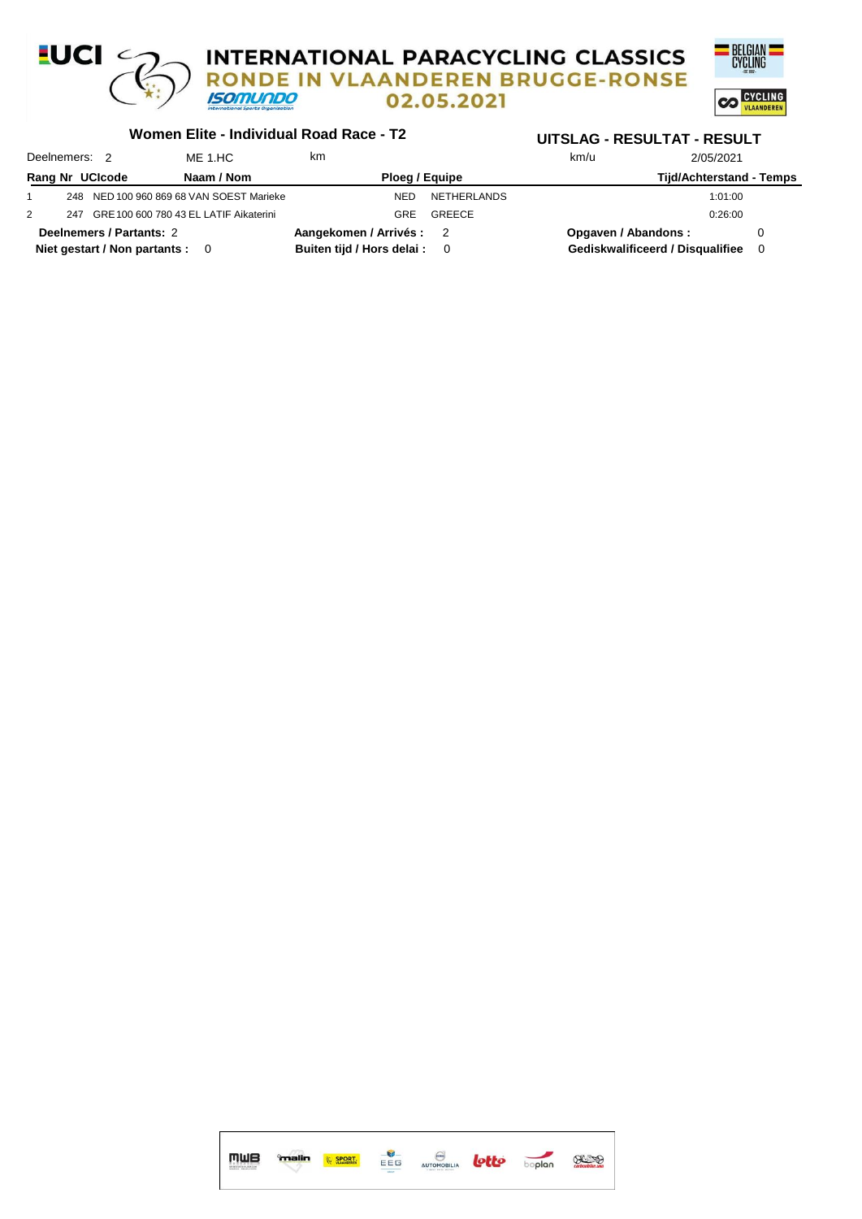# INTERNATIONAL PARACYCLING CLASSICS
## RONDE IN VLAANDEREN BRUGGE-RONSE
## 02.05.2021

### Women Elite - Individual Road Race - T2

**UITSLAG - RESULTAT - RESULT**

Deelnemers: 2 ME 1.HC km km/u 2/05/2021

| Rang | Nr | UCIcode | Naam / Nom | Ploeg / Equipe | | Tijd/Achterstand - Temps |
|---|---|---|---|---|---|---|
| 1 | 248 | NED 100 960 869 68 | VAN SOEST Marieke | NED | NETHERLANDS | 1:01:00 |
| 2 | 247 | GRE 100 600 780 43 | EL LATIF Aikaterini | GRE | GREECE | 0:26:00 |

**Deelnemers / Partants:** 2 **Aangekomen / Arrivés :** 2 **Opgaven / Abandons :** 0

**Niet gestart / Non partants :** 0 **Buiten tijd / Hors delai :** 0 **Gediskwalificeerd / Disqualifiee** 0